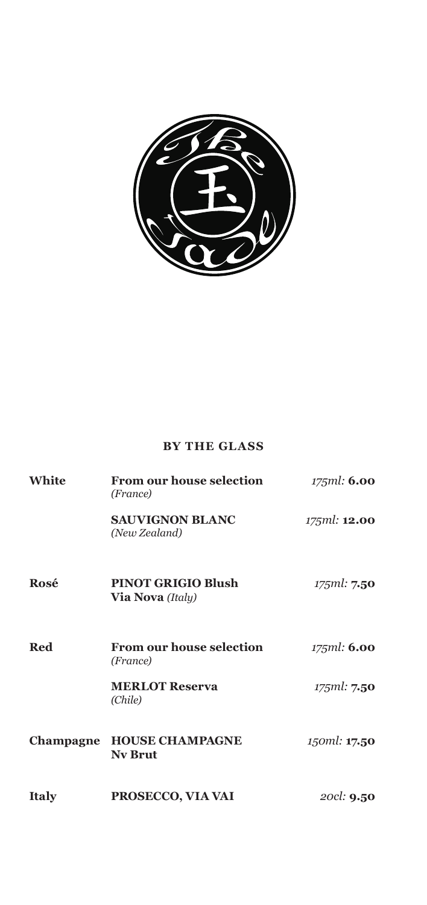## BY THE GLASS

| | | |
|---|---|---|
| **White** | **From our house selection** *(France)* | *175ml:* **6.00** |
| | **SAUVIGNON BLANC** *(New Zealand)* | *175ml:* **12.00** |
| **Rosé** | **PINOT GRIGIO Blush Via Nova** *(Italy)* | *175ml:* **7.50** |
| **Red** | **From our house selection** *(France)* | *175ml:* **6.00** |
| | **MERLOT Reserva** *(Chile)* | *175ml:* **7.50** |
| **Champagne** | **HOUSE CHAMPAGNE Nv Brut** | *150ml:* **17.50** |
| **Italy** | **PROSECCO, VIA VAI** | *20cl:* **9.50** |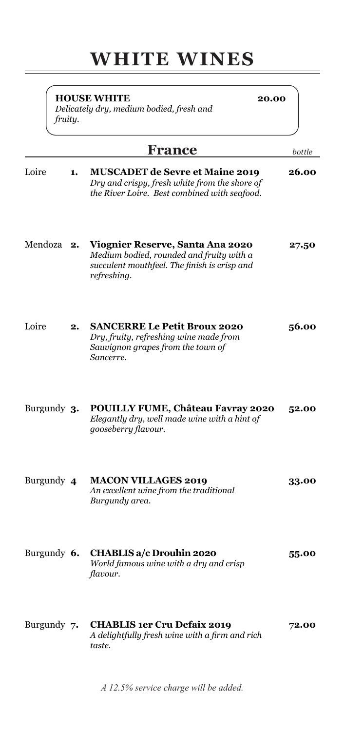# WHITE WINES

**HOUSE WHITE** **20.00**
*Delicately dry, medium bodied, fresh and fruity.*

## France

| Region | No. | Wine | bottle |
|---|---|---|---|
| Loire | **1.** | **MUSCADET de Sevre et Maine 2019**<br>*Dry and crispy, fresh white from the shore of the River Loire. Best combined with seafood.* | **26.00** |
| Mendoza | **2.** | **Viognier Reserve, Santa Ana 2020**<br>*Medium bodied, rounded and fruity with a succulent mouthfeel. The finish is crisp and refreshing.* | **27.50** |
| Loire | **2.** | **SANCERRE Le Petit Broux 2020**<br>*Dry, fruity, refreshing wine made from Sauvignon grapes from the town of Sancerre.* | **56.00** |
| Burgundy | **3.** | **POUILLY FUME, Château Favray 2020**<br>*Elegantly dry, well made wine with a hint of gooseberry flavour.* | **52.00** |
| Burgundy | **4** | **MACON VILLAGES 2019**<br>*An excellent wine from the traditional Burgundy area.* | **33.00** |
| Burgundy | **6.** | **CHABLIS a/c Drouhin 2020**<br>*World famous wine with a dry and crisp flavour.* | **55.00** |
| Burgundy | **7.** | **CHABLIS 1er Cru Defaix 2019**<br>*A delightfully fresh wine with a firm and rich taste.* | **72.00** |

*A 12.5% service charge will be added.*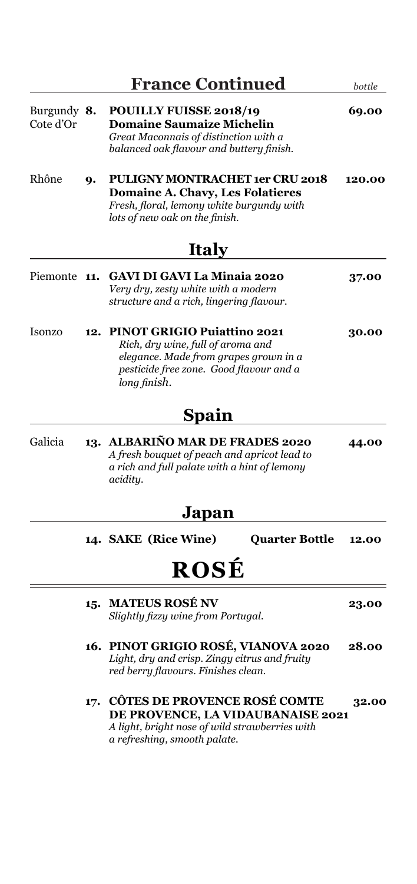## France Continued

*bottle*

Burgundy Cote d'Or **8. POUILLY FUISSE 2018/19** **69.00**
**Domaine Saumaize Michelin**
*Great Maconnais of distinction with a balanced oak flavour and buttery finish.*

Rhône **9. PULIGNY MONTRACHET 1er CRU 2018** **120.00**
**Domaine A. Chavy, Les Folatieres**
*Fresh, floral, lemony white burgundy with lots of new oak on the finish.*

## Italy

Piemonte **11. GAVI DI GAVI La Minaia 2020** **37.00**
*Very dry, zesty white with a modern structure and a rich, lingering flavour.*

Isonzo **12. PINOT GRIGIO Puiattino 2021** **30.00**
*Rich, dry wine, full of aroma and elegance. Made from grapes grown in a pesticide free zone. Good flavour and a long finish.*

## Spain

Galicia **13. ALBARIÑO MAR DE FRADES 2020** **44.00**
*A fresh bouquet of peach and apricot lead to a rich and full palate with a hint of lemony acidity.*

## Japan

**14. SAKE (Rice Wine)** **Quarter Bottle** **12.00**

# ROSÉ

**15. MATEUS ROSÉ NV** **23.00**
*Slightly fizzy wine from Portugal.*

**16. PINOT GRIGIO ROSÉ, VIANOVA 2020** **28.00**
*Light, dry and crisp. Zingy citrus and fruity red berry flavours. Finishes clean.*

**17. CÔTES DE PROVENCE ROSÉ COMTE DE PROVENCE, LA VIDAUBANAISE 2021** **32.00**
*A light, bright nose of wild strawberries with a refreshing, smooth palate.*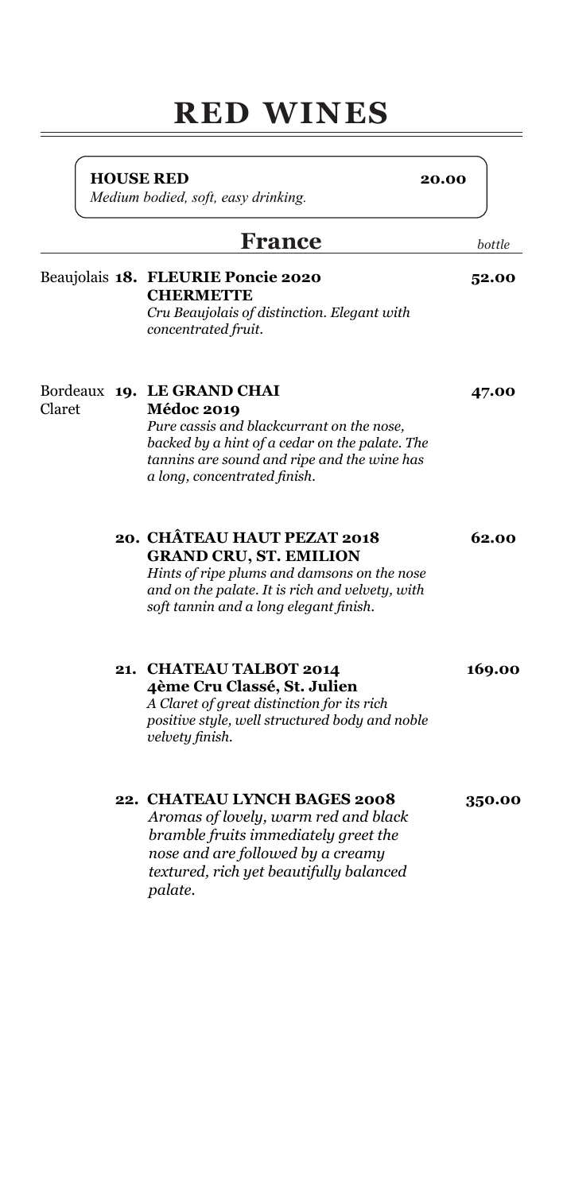# RED WINES

**HOUSE RED** **20.00**
*Medium bodied, soft, easy drinking.*

## France

*bottle*

Beaujolais **18. FLEURIE Poncie 2020 CHERMETTE** **52.00**
*Cru Beaujolais of distinction. Elegant with concentrated fruit.*

Bordeaux Claret **19. LE GRAND CHAI Médoc 2019** **47.00**
*Pure cassis and blackcurrant on the nose, backed by a hint of a cedar on the palate. The tannins are sound and ripe and the wine has a long, concentrated finish.*

**20. CHÂTEAU HAUT PEZAT 2018 GRAND CRU, ST. EMILION** **62.00**
*Hints of ripe plums and damsons on the nose and on the palate. It is rich and velvety, with soft tannin and a long elegant finish.*

**21. CHATEAU TALBOT 2014 4ème Cru Classé, St. Julien** **169.00**
*A Claret of great distinction for its rich positive style, well structured body and noble velvety finish.*

**22. CHATEAU LYNCH BAGES 2008** **350.00**
*Aromas of lovely, warm red and black bramble fruits immediately greet the nose and are followed by a creamy textured, rich yet beautifully balanced palate.*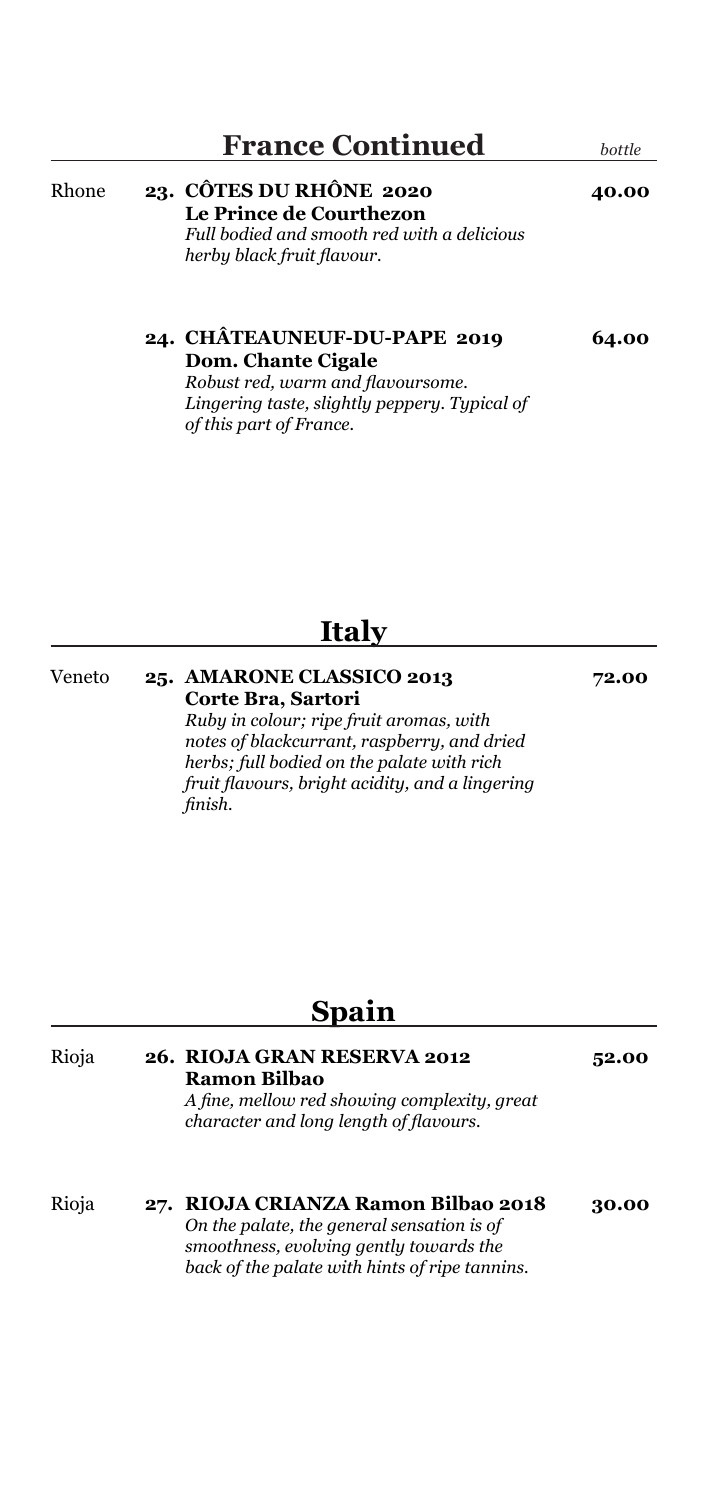## France Continued

*bottle*

Rhone

**23. CÔTES DU RHÔNE 2020** **40.00**
**Le Prince de Courthezon**
*Full bodied and smooth red with a delicious herby black fruit flavour.*

**24. CHÂTEAUNEUF-DU-PAPE 2019** **64.00**
**Dom. Chante Cigale**
*Robust red, warm and flavoursome. Lingering taste, slightly peppery. Typical of of this part of France.*

## Italy

Veneto

**25. AMARONE CLASSICO 2013** **72.00**
**Corte Bra, Sartori**
*Ruby in colour; ripe fruit aromas, with notes of blackcurrant, raspberry, and dried herbs; full bodied on the palate with rich fruit flavours, bright acidity, and a lingering finish.*

## Spain

Rioja

**26. RIOJA GRAN RESERVA 2012** **52.00**
**Ramon Bilbao**
*A fine, mellow red showing complexity, great character and long length of flavours.*

Rioja

**27. RIOJA CRIANZA Ramon Bilbao 2018** **30.00**
*On the palate, the general sensation is of smoothness, evolving gently towards the back of the palate with hints of ripe tannins.*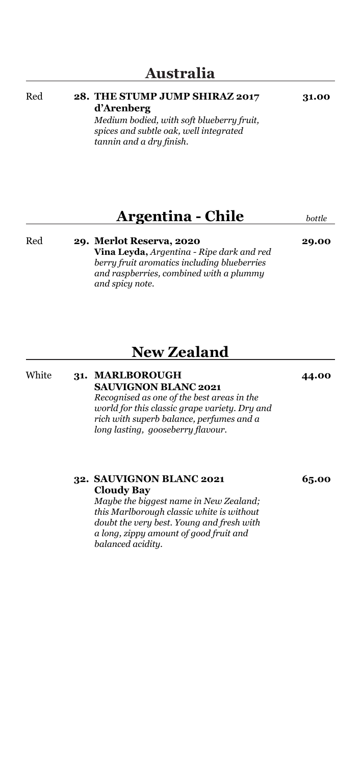## Australia

Red

**28. THE STUMP JUMP SHIRAZ 2017** **31.00**
**d'Arenberg**
*Medium bodied, with soft blueberry fruit, spices and subtle oak, well integrated tannin and a dry finish.*

## Argentina - Chile

*bottle*

Red

**29. Merlot Reserva, 2020** **29.00**
**Vina Leyda,** *Argentina - Ripe dark and red berry fruit aromatics including blueberries and raspberries, combined with a plummy and spicy note.*

## New Zealand

White

**31. MARLBOROUGH SAUVIGNON BLANC 2021** **44.00**
*Recognised as one of the best areas in the world for this classic grape variety. Dry and rich with superb balance, perfumes and a long lasting, gooseberry flavour.*

**32. SAUVIGNON BLANC 2021** **65.00**
**Cloudy Bay**
*Maybe the biggest name in New Zealand; this Marlborough classic white is without doubt the very best. Young and fresh with a long, zippy amount of good fruit and balanced acidity.*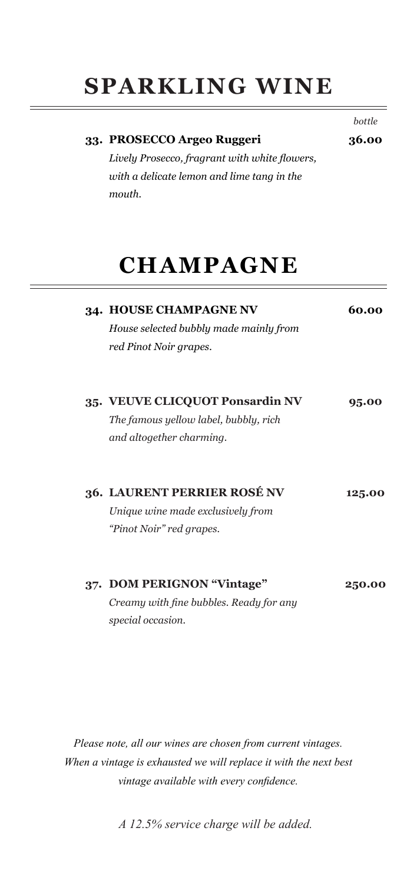# SPARKLING WINE

*bottle*

**33. PROSECCO Argeo Ruggeri** — **36.00**

*Lively Prosecco, fragrant with white flowers, with a delicate lemon and lime tang in the mouth.*

# CHAMPAGNE

**34. HOUSE CHAMPAGNE NV** — **60.00**

*House selected bubbly made mainly from red Pinot Noir grapes.*

**35. VEUVE CLICQUOT Ponsardin NV** — **95.00**

*The famous yellow label, bubbly, rich and altogether charming.*

**36. LAURENT PERRIER ROSÉ NV** — **125.00**

*Unique wine made exclusively from "Pinot Noir" red grapes.*

**37. DOM PERIGNON "Vintage"** — **250.00**

*Creamy with fine bubbles. Ready for any special occasion.*

*Please note, all our wines are chosen from current vintages. When a vintage is exhausted we will replace it with the next best vintage available with every confidence.*

*A 12.5% service charge will be added.*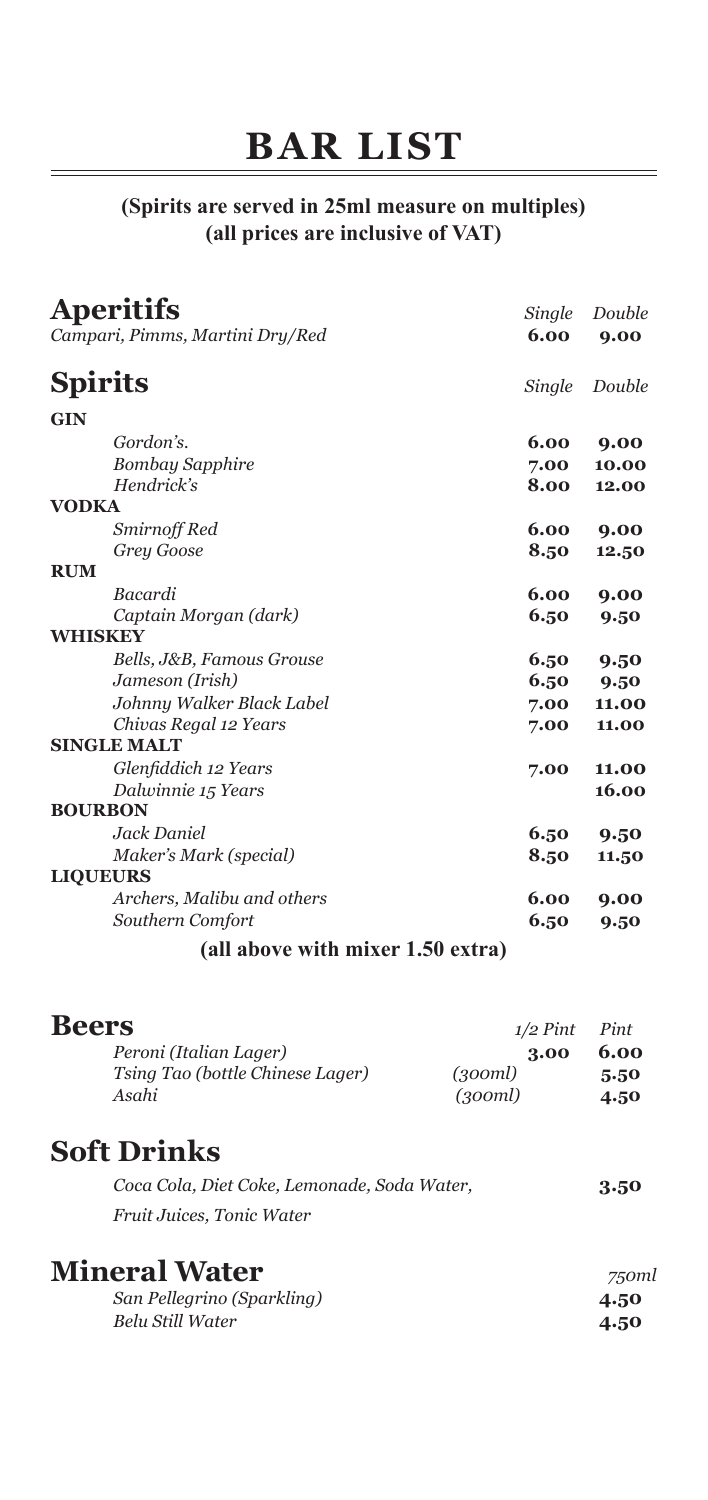# BAR LIST

**(Spirits are served in 25ml measure on multiples)**
**(all prices are inclusive of VAT)**

## Aperitifs

| | Single | Double |
|---|---|---|
| *Campari, Pimms, Martini Dry/Red* | **6.00** | **9.00** |

## Spirits

| | Single | Double |
|---|---|---|
| **GIN** | | |
| *Gordon's.* | **6.00** | **9.00** |
| *Bombay Sapphire* | **7.00** | **10.00** |
| *Hendrick's* | **8.00** | **12.00** |
| **VODKA** | | |
| *Smirnoff Red* | **6.00** | **9.00** |
| *Grey Goose* | **8.50** | **12.50** |
| **RUM** | | |
| *Bacardi* | **6.00** | **9.00** |
| *Captain Morgan (dark)* | **6.50** | **9.50** |
| **WHISKEY** | | |
| *Bells, J&B, Famous Grouse* | **6.50** | **9.50** |
| *Jameson (Irish)* | **6.50** | **9.50** |
| *Johnny Walker Black Label* | **7.00** | **11.00** |
| *Chivas Regal 12 Years* | **7.00** | **11.00** |
| **SINGLE MALT** | | |
| *Glenfiddich 12 Years* | **7.00** | **11.00** |
| *Dalwinnie 15 Years* | | **16.00** |
| **BOURBON** | | |
| *Jack Daniel* | **6.50** | **9.50** |
| *Maker's Mark (special)* | **8.50** | **11.50** |
| **LIQUEURS** | | |
| *Archers, Malibu and others* | **6.00** | **9.00** |
| *Southern Comfort* | **6.50** | **9.50** |

**(all above with mixer 1.50 extra)**

## Beers

| | 1/2 Pint | Pint |
|---|---|---|
| *Peroni (Italian Lager)* | **3.00** | **6.00** |
| *Tsing Tao (bottle Chinese Lager)* | *(300ml)* | **5.50** |
| *Asahi* | *(300ml)* | **4.50** |

## Soft Drinks

*Coca Cola, Diet Coke, Lemonade, Soda Water, Fruit Juices, Tonic Water* **3.50**

## Mineral Water

| | 750ml |
|---|---|
| *San Pellegrino (Sparkling)* | **4.50** |
| *Belu Still Water* | **4.50** |